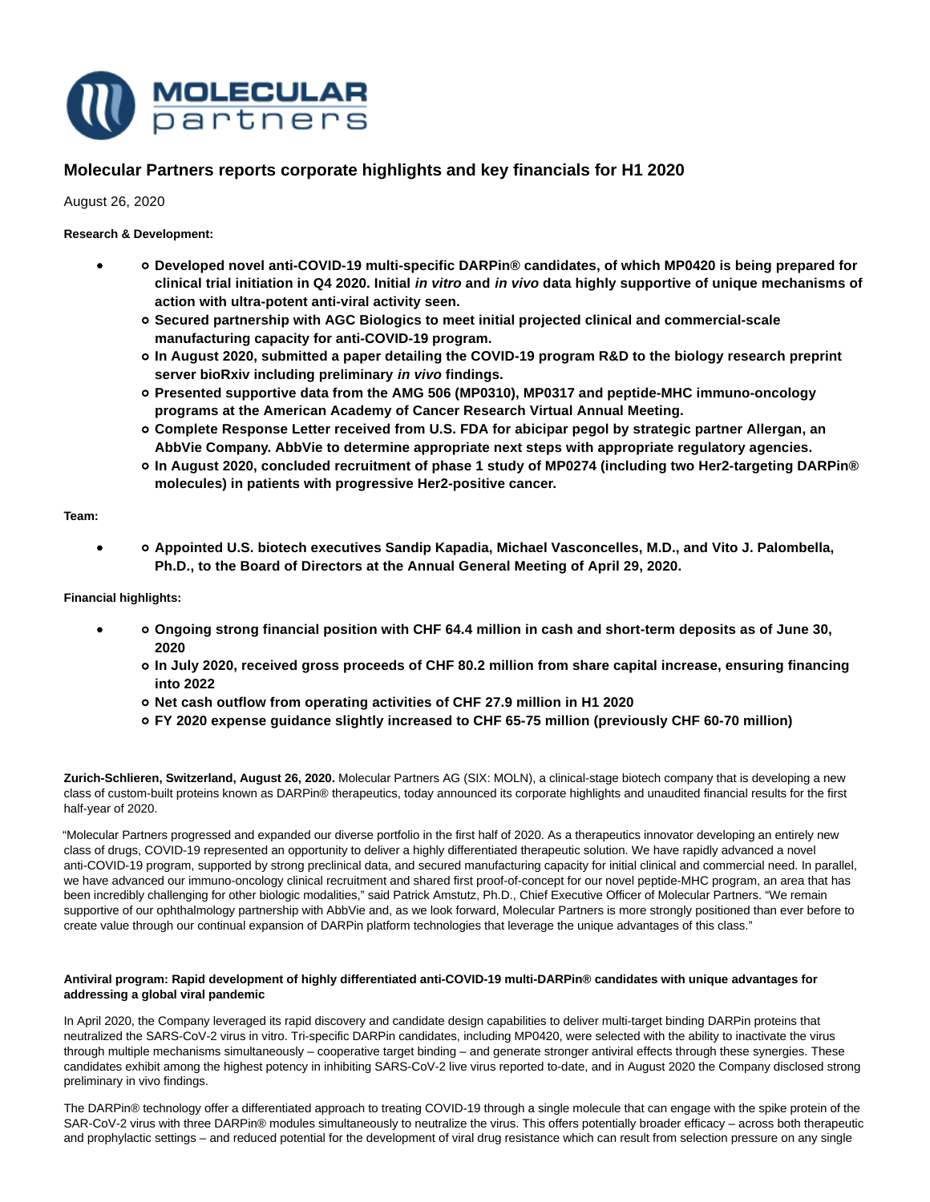# Molecular Partners reports corporate highlights and key financials for H1 2020

August 26, 2020

**Research & Development:**

- **Developed novel anti-COVID-19 multi-specific DARPin® candidates, of which MP0420 is being prepared for clinical trial initiation in Q4 2020. Initial *in vitro* and *in vivo* data highly supportive of unique mechanisms of action with ultra-potent anti-viral activity seen.**
- **Secured partnership with AGC Biologics to meet initial projected clinical and commercial-scale manufacturing capacity for anti-COVID-19 program.**
- **In August 2020, submitted a paper detailing the COVID-19 program R&D to the biology research preprint server bioRxiv including preliminary *in vivo* findings.**
- **Presented supportive data from the AMG 506 (MP0310), MP0317 and peptide-MHC immuno-oncology programs at the American Academy of Cancer Research Virtual Annual Meeting.**
- **Complete Response Letter received from U.S. FDA for abicipar pegol by strategic partner Allergan, an AbbVie Company. AbbVie to determine appropriate next steps with appropriate regulatory agencies.**
- **In August 2020, concluded recruitment of phase 1 study of MP0274 (including two Her2-targeting DARPin® molecules) in patients with progressive Her2-positive cancer.**

**Team:**

- **Appointed U.S. biotech executives Sandip Kapadia, Michael Vasconcelles, M.D., and Vito J. Palombella, Ph.D., to the Board of Directors at the Annual General Meeting of April 29, 2020.**

**Financial highlights:**

- **Ongoing strong financial position with CHF 64.4 million in cash and short-term deposits as of June 30, 2020**
- **In July 2020, received gross proceeds of CHF 80.2 million from share capital increase, ensuring financing into 2022**
- **Net cash outflow from operating activities of CHF 27.9 million in H1 2020**
- **FY 2020 expense guidance slightly increased to CHF 65-75 million (previously CHF 60-70 million)**

**Zurich-Schlieren, Switzerland, August 26, 2020.** Molecular Partners AG (SIX: MOLN), a clinical-stage biotech company that is developing a new class of custom-built proteins known as DARPin® therapeutics, today announced its corporate highlights and unaudited financial results for the first half-year of 2020.

"Molecular Partners progressed and expanded our diverse portfolio in the first half of 2020. As a therapeutics innovator developing an entirely new class of drugs, COVID-19 represented an opportunity to deliver a highly differentiated therapeutic solution. We have rapidly advanced a novel anti-COVID-19 program, supported by strong preclinical data, and secured manufacturing capacity for initial clinical and commercial need. In parallel, we have advanced our immuno-oncology clinical recruitment and shared first proof-of-concept for our novel peptide-MHC program, an area that has been incredibly challenging for other biologic modalities," said Patrick Amstutz, Ph.D., Chief Executive Officer of Molecular Partners. "We remain supportive of our ophthalmology partnership with AbbVie and, as we look forward, Molecular Partners is more strongly positioned than ever before to create value through our continual expansion of DARPin platform technologies that leverage the unique advantages of this class."

**Antiviral program: Rapid development of highly differentiated anti-COVID-19 multi-DARPin® candidates with unique advantages for addressing a global viral pandemic**

In April 2020, the Company leveraged its rapid discovery and candidate design capabilities to deliver multi-target binding DARPin proteins that neutralized the SARS-CoV-2 virus in vitro. Tri-specific DARPin candidates, including MP0420, were selected with the ability to inactivate the virus through multiple mechanisms simultaneously – cooperative target binding – and generate stronger antiviral effects through these synergies. These candidates exhibit among the highest potency in inhibiting SARS-CoV-2 live virus reported to-date, and in August 2020 the Company disclosed strong preliminary in vivo findings.

The DARPin® technology offer a differentiated approach to treating COVID-19 through a single molecule that can engage with the spike protein of the SAR-CoV-2 virus with three DARPin® modules simultaneously to neutralize the virus. This offers potentially broader efficacy – across both therapeutic and prophylactic settings – and reduced potential for the development of viral drug resistance which can result from selection pressure on any single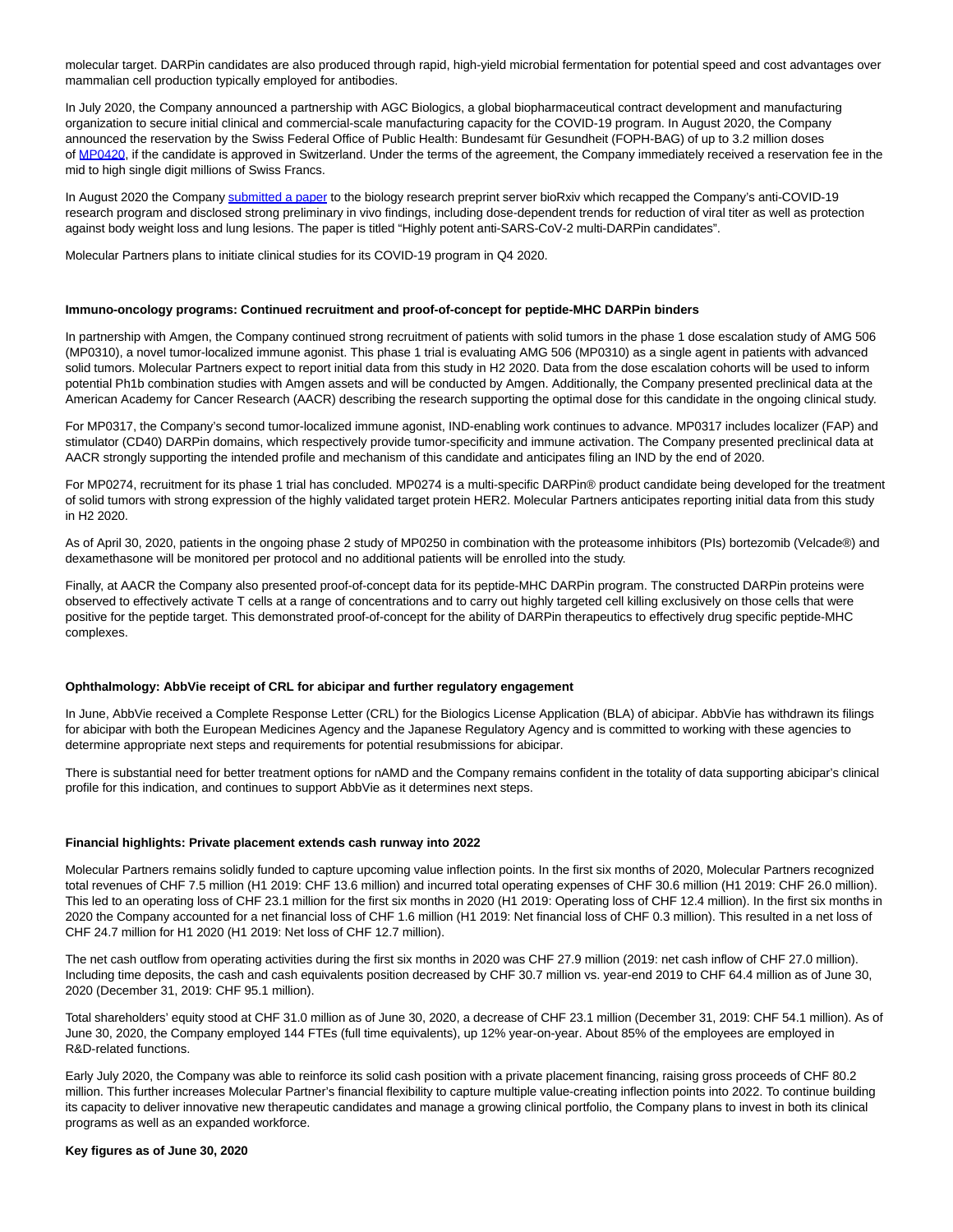molecular target. DARPin candidates are also produced through rapid, high-yield microbial fermentation for potential speed and cost advantages over mammalian cell production typically employed for antibodies.

In July 2020, the Company announced a partnership with AGC Biologics, a global biopharmaceutical contract development and manufacturing organization to secure initial clinical and commercial-scale manufacturing capacity for the COVID-19 program. In August 2020, the Company announced the reservation by the Swiss Federal Office of Public Health: Bundesamt für Gesundheit (FOPH-BAG) of up to 3.2 million doses of MP0420, if the candidate is approved in Switzerland. Under the terms of the agreement, the Company immediately received a reservation fee in the mid to high single digit millions of Swiss Francs.

In August 2020 the Company submitted a paper to the biology research preprint server bioRxiv which recapped the Company's anti-COVID-19 research program and disclosed strong preliminary in vivo findings, including dose-dependent trends for reduction of viral titer as well as protection against body weight loss and lung lesions. The paper is titled "Highly potent anti-SARS-CoV-2 multi-DARPin candidates".

Molecular Partners plans to initiate clinical studies for its COVID-19 program in Q4 2020.

**Immuno-oncology programs: Continued recruitment and proof-of-concept for peptide-MHC DARPin binders**

In partnership with Amgen, the Company continued strong recruitment of patients with solid tumors in the phase 1 dose escalation study of AMG 506 (MP0310), a novel tumor-localized immune agonist. This phase 1 trial is evaluating AMG 506 (MP0310) as a single agent in patients with advanced solid tumors. Molecular Partners expect to report initial data from this study in H2 2020. Data from the dose escalation cohorts will be used to inform potential Ph1b combination studies with Amgen assets and will be conducted by Amgen. Additionally, the Company presented preclinical data at the American Academy for Cancer Research (AACR) describing the research supporting the optimal dose for this candidate in the ongoing clinical study.

For MP0317, the Company's second tumor-localized immune agonist, IND-enabling work continues to advance. MP0317 includes localizer (FAP) and stimulator (CD40) DARPin domains, which respectively provide tumor-specificity and immune activation. The Company presented preclinical data at AACR strongly supporting the intended profile and mechanism of this candidate and anticipates filing an IND by the end of 2020.

For MP0274, recruitment for its phase 1 trial has concluded. MP0274 is a multi-specific DARPin® product candidate being developed for the treatment of solid tumors with strong expression of the highly validated target protein HER2. Molecular Partners anticipates reporting initial data from this study in H2 2020.

As of April 30, 2020, patients in the ongoing phase 2 study of MP0250 in combination with the proteasome inhibitors (PIs) bortezomib (Velcade®) and dexamethasone will be monitored per protocol and no additional patients will be enrolled into the study.

Finally, at AACR the Company also presented proof-of-concept data for its peptide-MHC DARPin program. The constructed DARPin proteins were observed to effectively activate T cells at a range of concentrations and to carry out highly targeted cell killing exclusively on those cells that were positive for the peptide target. This demonstrated proof-of-concept for the ability of DARPin therapeutics to effectively drug specific peptide-MHC complexes.

**Ophthalmology: AbbVie receipt of CRL for abicipar and further regulatory engagement**

In June, AbbVie received a Complete Response Letter (CRL) for the Biologics License Application (BLA) of abicipar. AbbVie has withdrawn its filings for abicipar with both the European Medicines Agency and the Japanese Regulatory Agency and is committed to working with these agencies to determine appropriate next steps and requirements for potential resubmissions for abicipar.

There is substantial need for better treatment options for nAMD and the Company remains confident in the totality of data supporting abicipar's clinical profile for this indication, and continues to support AbbVie as it determines next steps.

**Financial highlights: Private placement extends cash runway into 2022**

Molecular Partners remains solidly funded to capture upcoming value inflection points. In the first six months of 2020, Molecular Partners recognized total revenues of CHF 7.5 million (H1 2019: CHF 13.6 million) and incurred total operating expenses of CHF 30.6 million (H1 2019: CHF 26.0 million). This led to an operating loss of CHF 23.1 million for the first six months in 2020 (H1 2019: Operating loss of CHF 12.4 million). In the first six months in 2020 the Company accounted for a net financial loss of CHF 1.6 million (H1 2019: Net financial loss of CHF 0.3 million). This resulted in a net loss of CHF 24.7 million for H1 2020 (H1 2019: Net loss of CHF 12.7 million).

The net cash outflow from operating activities during the first six months in 2020 was CHF 27.9 million (2019: net cash inflow of CHF 27.0 million). Including time deposits, the cash and cash equivalents position decreased by CHF 30.7 million vs. year-end 2019 to CHF 64.4 million as of June 30, 2020 (December 31, 2019: CHF 95.1 million).

Total shareholders' equity stood at CHF 31.0 million as of June 30, 2020, a decrease of CHF 23.1 million (December 31, 2019: CHF 54.1 million). As of June 30, 2020, the Company employed 144 FTEs (full time equivalents), up 12% year-on-year. About 85% of the employees are employed in R&D-related functions.

Early July 2020, the Company was able to reinforce its solid cash position with a private placement financing, raising gross proceeds of CHF 80.2 million. This further increases Molecular Partner's financial flexibility to capture multiple value-creating inflection points into 2022. To continue building its capacity to deliver innovative new therapeutic candidates and manage a growing clinical portfolio, the Company plans to invest in both its clinical programs as well as an expanded workforce.

**Key figures as of June 30, 2020**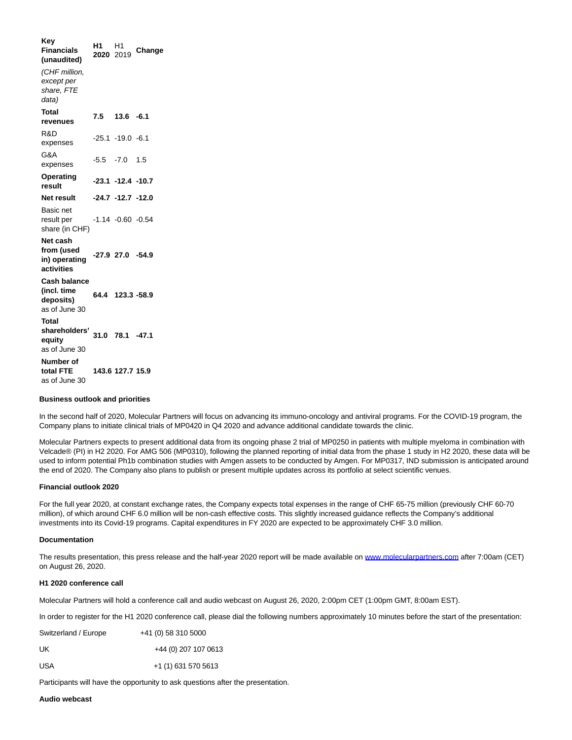| **Key Financials (unaudited)** | **H1 2020** | H1 2019 | **Change** |
|---|---|---|---|
| *(CHF million, except per share, FTE data)* | | | |
| **Total revenues** | **7.5** | **13.6** | **-6.1** |
| R&D expenses | -25.1 | -19.0 | -6.1 |
| G&A expenses | -5.5 | -7.0 | 1.5 |
| **Operating result** | **-23.1** | **-12.4** | **-10.7** |
| **Net result** | **-24.7** | **-12.7** | **-12.0** |
| Basic net result per share (in CHF) | -1.14 | -0.60 | -0.54 |
| **Net cash from (used in) operating activities** | **-27.9** | **27.0** | **-54.9** |
| **Cash balance (incl. time deposits)** as of June 30 | **64.4** | **123.3** | **-58.9** |
| **Total shareholders' equity** as of June 30 | **31.0** | **78.1** | **-47.1** |
| **Number of total FTE** as of June 30 | **143.6** | **127.7** | **15.9** |

**Business outlook and priorities**

In the second half of 2020, Molecular Partners will focus on advancing its immuno-oncology and antiviral programs. For the COVID-19 program, the Company plans to initiate clinical trials of MP0420 in Q4 2020 and advance additional candidate towards the clinic.

Molecular Partners expects to present additional data from its ongoing phase 2 trial of MP0250 in patients with multiple myeloma in combination with Velcade® (PI) in H2 2020. For AMG 506 (MP0310), following the planned reporting of initial data from the phase 1 study in H2 2020, these data will be used to inform potential Ph1b combination studies with Amgen assets to be conducted by Amgen. For MP0317, IND submission is anticipated around the end of 2020. The Company also plans to publish or present multiple updates across its portfolio at select scientific venues.

**Financial outlook 2020**

For the full year 2020, at constant exchange rates, the Company expects total expenses in the range of CHF 65-75 million (previously CHF 60-70 million), of which around CHF 6.0 million will be non-cash effective costs. This slightly increased guidance reflects the Company's additional investments into its Covid-19 programs. Capital expenditures in FY 2020 are expected to be approximately CHF 3.0 million.

**Documentation**

The results presentation, this press release and the half-year 2020 report will be made available on [www.molecularpartners.com](http://www.molecularpartners.com) after 7:00am (CET) on August 26, 2020.

**H1 2020 conference call**

Molecular Partners will hold a conference call and audio webcast on August 26, 2020, 2:00pm CET (1:00pm GMT, 8:00am EST).

In order to register for the H1 2020 conference call, please dial the following numbers approximately 10 minutes before the start of the presentation:

| | |
|---|---|
| Switzerland / Europe | +41 (0) 58 310 5000 |
| UK | +44 (0) 207 107 0613 |
| USA | +1 (1) 631 570 5613 |

Participants will have the opportunity to ask questions after the presentation.

**Audio webcast**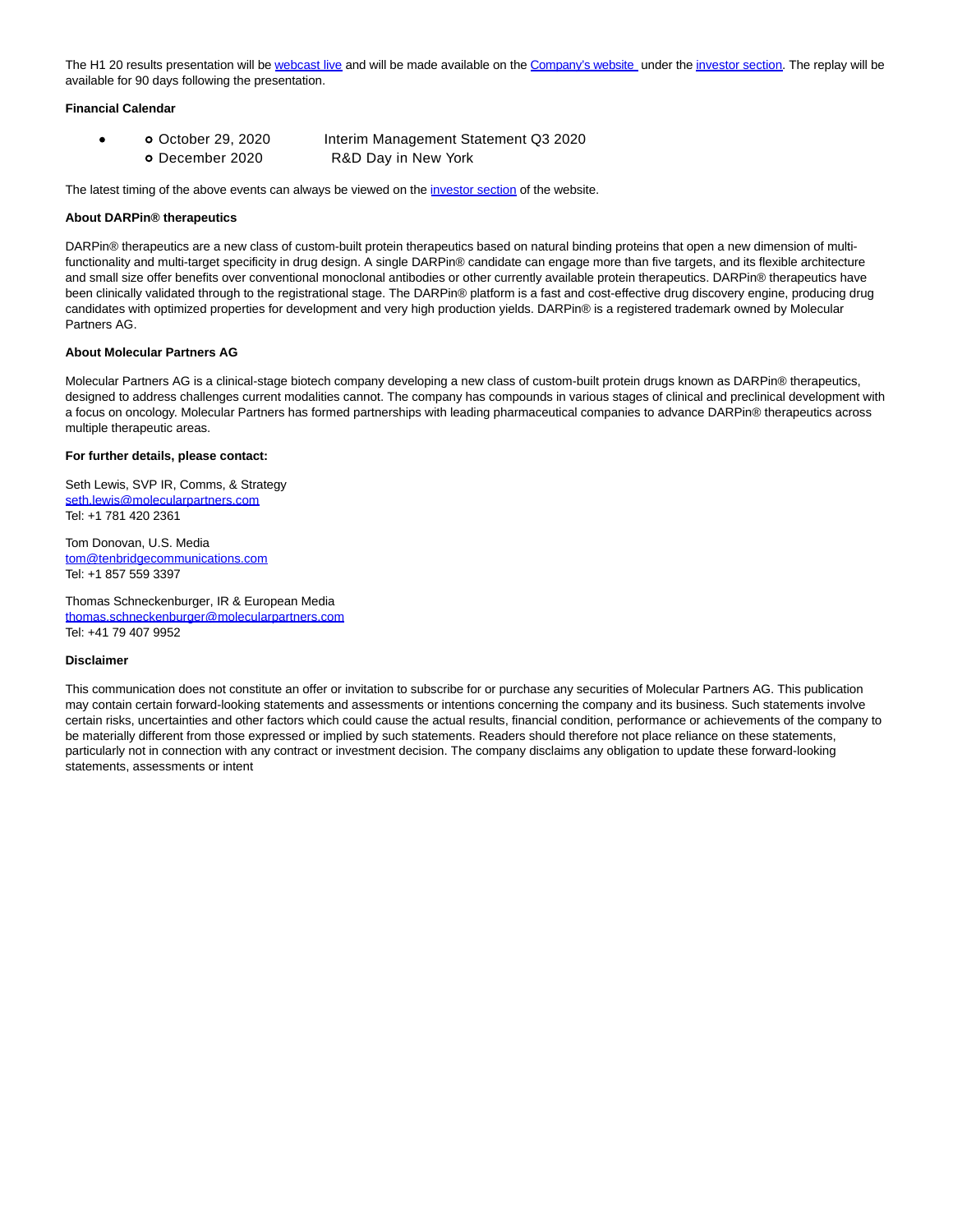The H1 20 results presentation will be webcast live and will be made available on the Company's website under the investor section. The replay will be available for 90 days following the presentation.

**Financial Calendar**

- October 29, 2020 Interim Management Statement Q3 2020
- December 2020 R&D Day in New York

The latest timing of the above events can always be viewed on the investor section of the website.

**About DARPin® therapeutics**

DARPin® therapeutics are a new class of custom-built protein therapeutics based on natural binding proteins that open a new dimension of multi-functionality and multi-target specificity in drug design. A single DARPin® candidate can engage more than five targets, and its flexible architecture and small size offer benefits over conventional monoclonal antibodies or other currently available protein therapeutics. DARPin® therapeutics have been clinically validated through to the registrational stage. The DARPin® platform is a fast and cost-effective drug discovery engine, producing drug candidates with optimized properties for development and very high production yields. DARPin® is a registered trademark owned by Molecular Partners AG.

**About Molecular Partners AG**

Molecular Partners AG is a clinical-stage biotech company developing a new class of custom-built protein drugs known as DARPin® therapeutics, designed to address challenges current modalities cannot. The company has compounds in various stages of clinical and preclinical development with a focus on oncology. Molecular Partners has formed partnerships with leading pharmaceutical companies to advance DARPin® therapeutics across multiple therapeutic areas.

**For further details, please contact:**

Seth Lewis, SVP IR, Comms, & Strategy
seth.lewis@molecularpartners.com
Tel: +1 781 420 2361

Tom Donovan, U.S. Media
tom@tenbridgecommunications.com
Tel: +1 857 559 3397

Thomas Schneckenburger, IR & European Media
thomas.schneckenburger@molecularpartners.com
Tel: +41 79 407 9952

**Disclaimer**

This communication does not constitute an offer or invitation to subscribe for or purchase any securities of Molecular Partners AG. This publication may contain certain forward-looking statements and assessments or intentions concerning the company and its business. Such statements involve certain risks, uncertainties and other factors which could cause the actual results, financial condition, performance or achievements of the company to be materially different from those expressed or implied by such statements. Readers should therefore not place reliance on these statements, particularly not in connection with any contract or investment decision. The company disclaims any obligation to update these forward-looking statements, assessments or intent